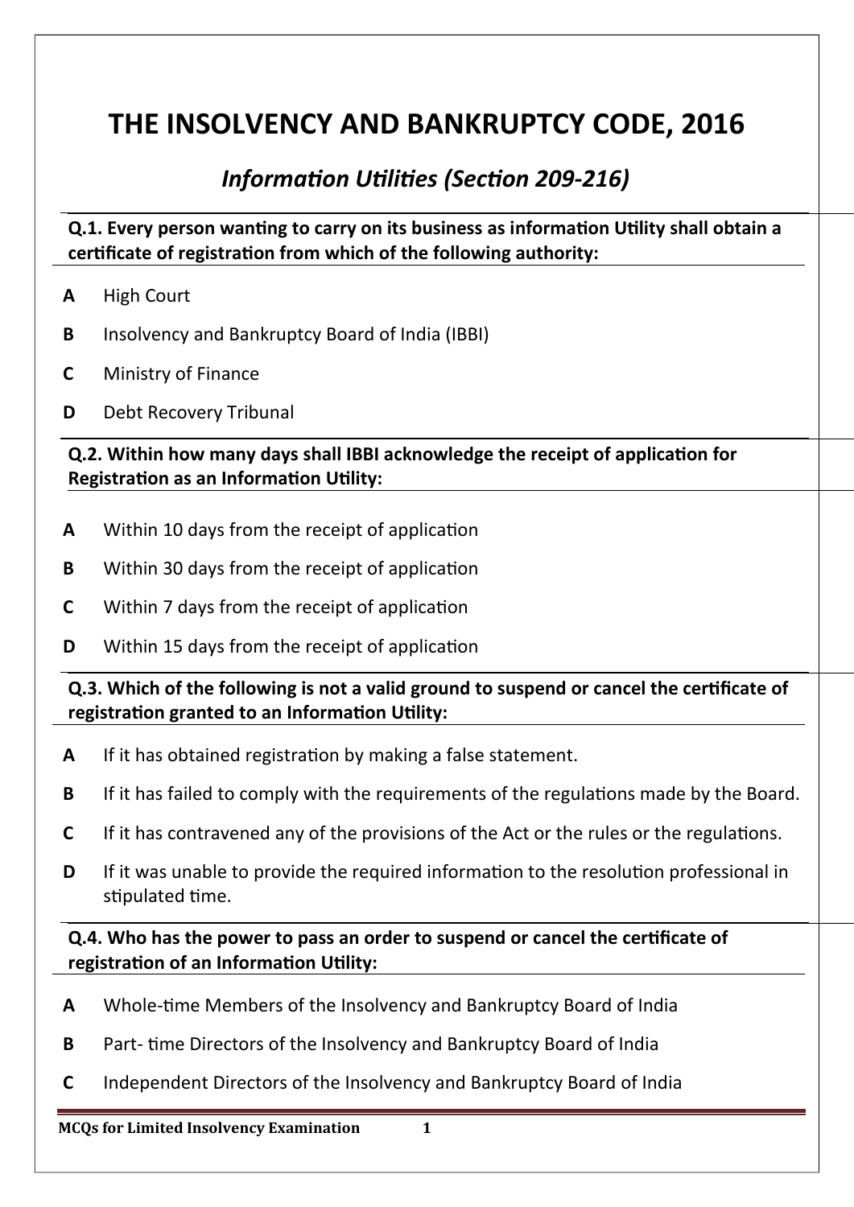# THE INSOLVENCY AND BANKRUPTCY CODE, 2016

## *Information Utilities (Section 209-216)*

**Q.1. Every person wanting to carry on its business as information Utility shall obtain a certificate of registration from which of the following authority:**

**A** High Court

**B** Insolvency and Bankruptcy Board of India (IBBI)

**C** Ministry of Finance

**D** Debt Recovery Tribunal

**Q.2. Within how many days shall IBBI acknowledge the receipt of application for Registration as an Information Utility:**

**A** Within 10 days from the receipt of application

**B** Within 30 days from the receipt of application

**C** Within 7 days from the receipt of application

**D** Within 15 days from the receipt of application

**Q.3. Which of the following is not a valid ground to suspend or cancel the certificate of registration granted to an Information Utility:**

**A** If it has obtained registration by making a false statement.

**B** If it has failed to comply with the requirements of the regulations made by the Board.

**C** If it has contravened any of the provisions of the Act or the rules or the regulations.

**D** If it was unable to provide the required information to the resolution professional in stipulated time.

**Q.4. Who has the power to pass an order to suspend or cancel the certificate of registration of an Information Utility:**

**A** Whole-time Members of the Insolvency and Bankruptcy Board of India

**B** Part- time Directors of the Insolvency and Bankruptcy Board of India

**C** Independent Directors of the Insolvency and Bankruptcy Board of India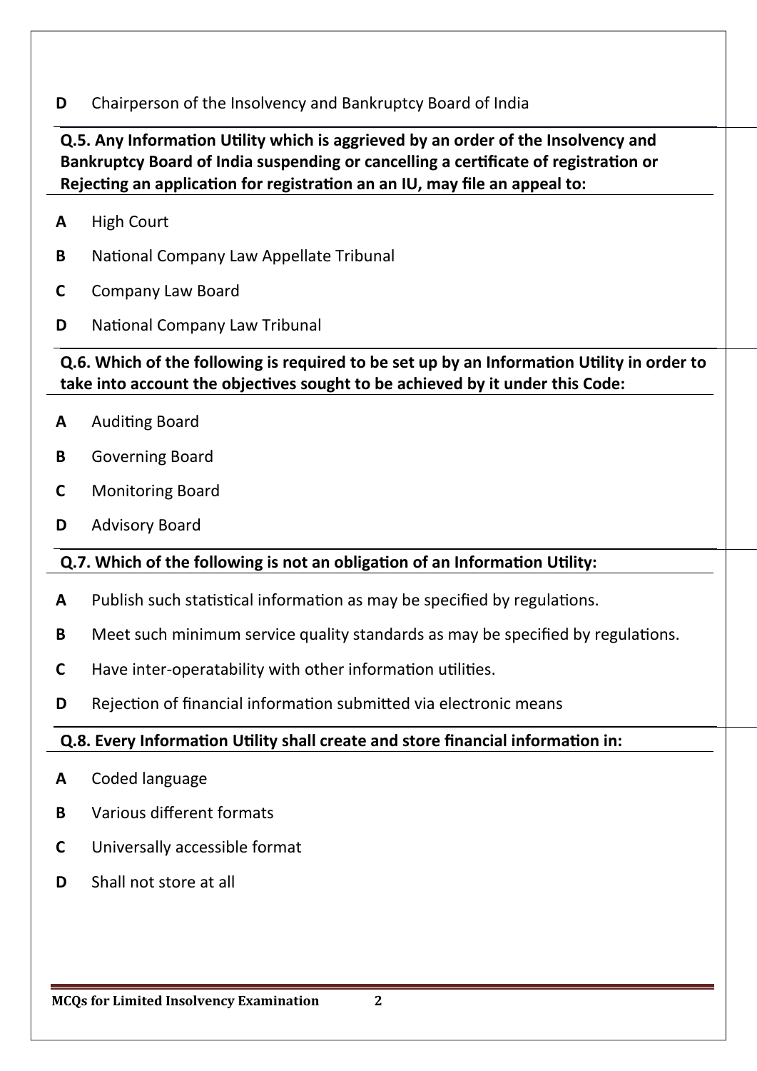**D** Chairperson of the Insolvency and Bankruptcy Board of India

**Q.5. Any Information Utility which is aggrieved by an order of the Insolvency and Bankruptcy Board of India suspending or cancelling a certificate of registration or Rejecting an application for registration an an IU, may file an appeal to:**

**A** High Court

**B** National Company Law Appellate Tribunal

**C** Company Law Board

**D** National Company Law Tribunal

**Q.6. Which of the following is required to be set up by an Information Utility in order to take into account the objectives sought to be achieved by it under this Code:**

**A** Auditing Board

**B** Governing Board

**C** Monitoring Board

**D** Advisory Board

**Q.7. Which of the following is not an obligation of an Information Utility:**

**A** Publish such statistical information as may be specified by regulations.

**B** Meet such minimum service quality standards as may be specified by regulations.

**C** Have inter-operatability with other information utilities.

**D** Rejection of financial information submitted via electronic means

**Q.8. Every Information Utility shall create and store financial information in:**

**A** Coded language

**B** Various different formats

**C** Universally accessible format

**D** Shall not store at all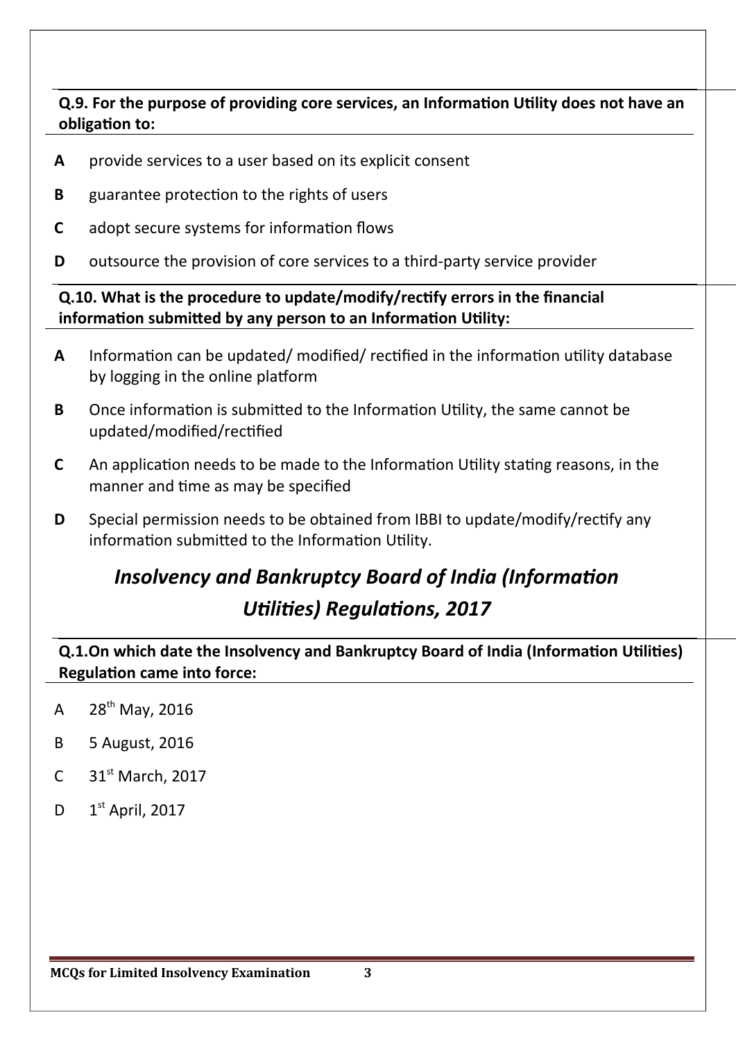**Q.9. For the purpose of providing core services, an Information Utility does not have an obligation to:**

**A** provide services to a user based on its explicit consent

**B** guarantee protection to the rights of users

**C** adopt secure systems for information flows

**D** outsource the provision of core services to a third-party service provider

**Q.10. What is the procedure to update/modify/rectify errors in the financial information submitted by any person to an Information Utility:**

**A** Information can be updated/ modified/ rectified in the information utility database by logging in the online platform

**B** Once information is submitted to the Information Utility, the same cannot be updated/modified/rectified

**C** An application needs to be made to the Information Utility stating reasons, in the manner and time as may be specified

**D** Special permission needs to be obtained from IBBI to update/modify/rectify any information submitted to the Information Utility.

## *Insolvency and Bankruptcy Board of India (Information Utilities) Regulations, 2017*

**Q.1.On which date the Insolvency and Bankruptcy Board of India (Information Utilities) Regulation came into force:**

A 28th May, 2016

B 5 August, 2016

C 31st March, 2017

D 1st April, 2017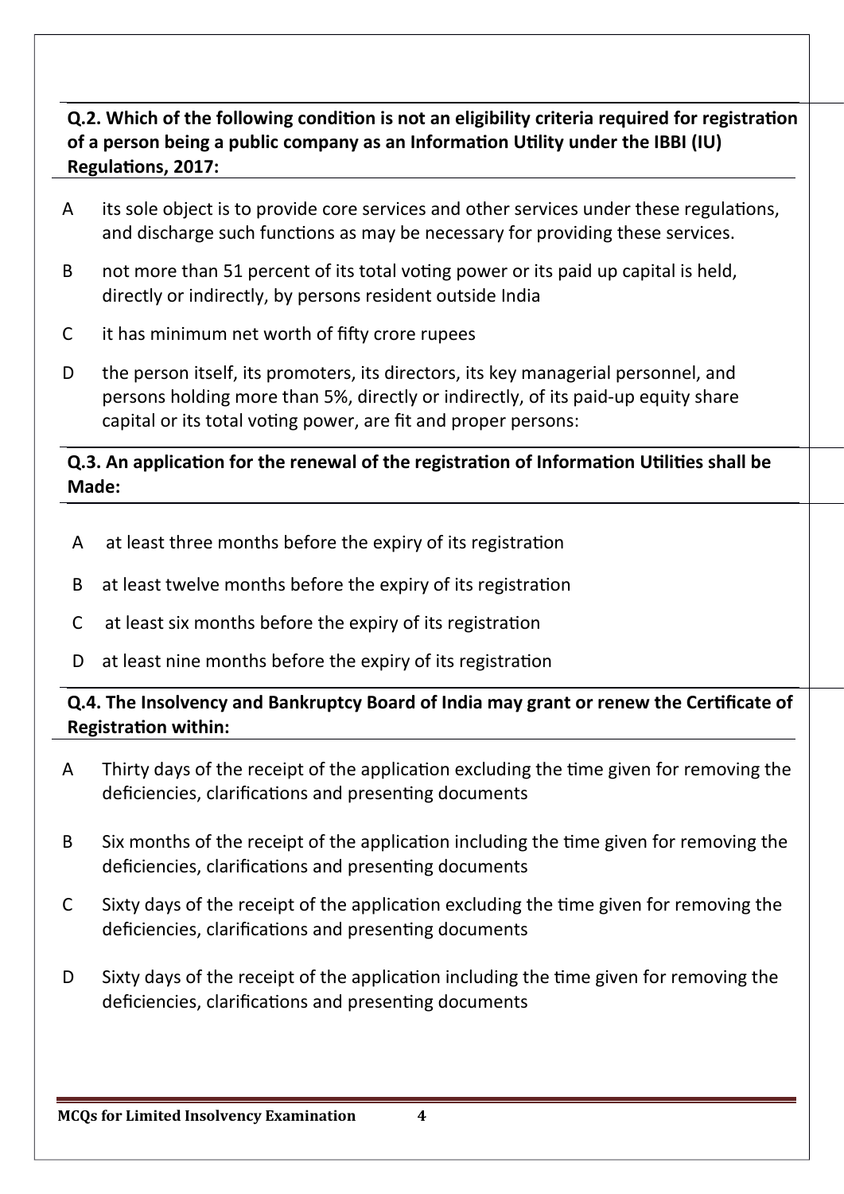**Q.2. Which of the following condition is not an eligibility criteria required for registration of a person being a public company as an Information Utility under the IBBI (IU) Regulations, 2017:**

A its sole object is to provide core services and other services under these regulations, and discharge such functions as may be necessary for providing these services.

B not more than 51 percent of its total voting power or its paid up capital is held, directly or indirectly, by persons resident outside India

C it has minimum net worth of fifty crore rupees

D the person itself, its promoters, its directors, its key managerial personnel, and persons holding more than 5%, directly or indirectly, of its paid-up equity share capital or its total voting power, are fit and proper persons:

**Q.3. An application for the renewal of the registration of Information Utilities shall be Made:**

A at least three months before the expiry of its registration

B at least twelve months before the expiry of its registration

C at least six months before the expiry of its registration

D at least nine months before the expiry of its registration

**Q.4. The Insolvency and Bankruptcy Board of India may grant or renew the Certificate of Registration within:**

A Thirty days of the receipt of the application excluding the time given for removing the deficiencies, clarifications and presenting documents

B Six months of the receipt of the application including the time given for removing the deficiencies, clarifications and presenting documents

C Sixty days of the receipt of the application excluding the time given for removing the deficiencies, clarifications and presenting documents

D Sixty days of the receipt of the application including the time given for removing the deficiencies, clarifications and presenting documents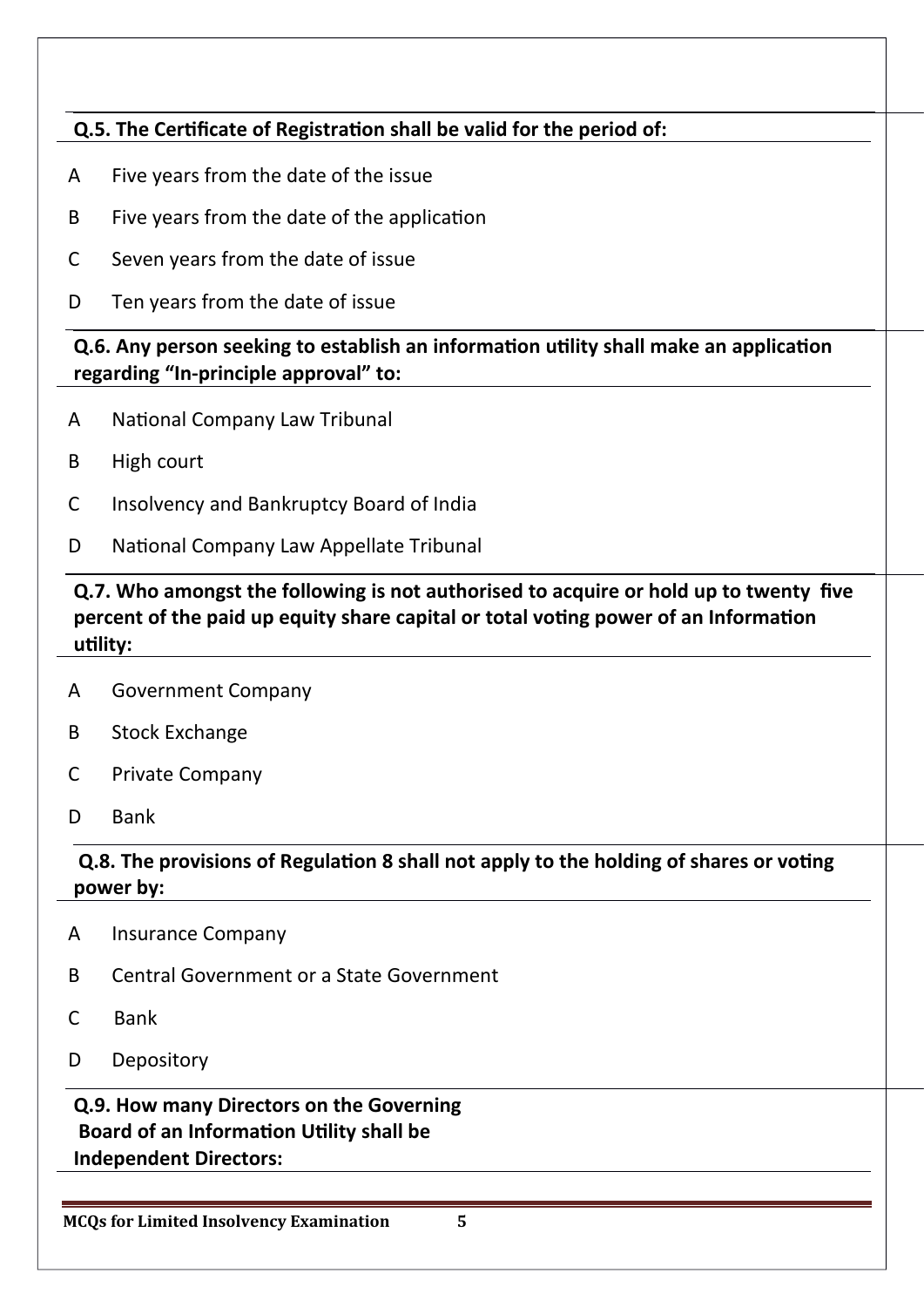**Q.5. The Certificate of Registration shall be valid for the period of:**

A Five years from the date of the issue

B Five years from the date of the application

C Seven years from the date of issue

D Ten years from the date of issue

**Q.6. Any person seeking to establish an information utility shall make an application regarding “In-principle approval” to:**

A National Company Law Tribunal

B High court

C Insolvency and Bankruptcy Board of India

D National Company Law Appellate Tribunal

**Q.7. Who amongst the following is not authorised to acquire or hold up to twenty five percent of the paid up equity share capital or total voting power of an Information utility:**

A Government Company

B Stock Exchange

C Private Company

D Bank

**Q.8. The provisions of Regulation 8 shall not apply to the holding of shares or voting power by:**

A Insurance Company

B Central Government or a State Government

C Bank

D Depository

**Q.9. How many Directors on the Governing Board of an Information Utility shall be Independent Directors:**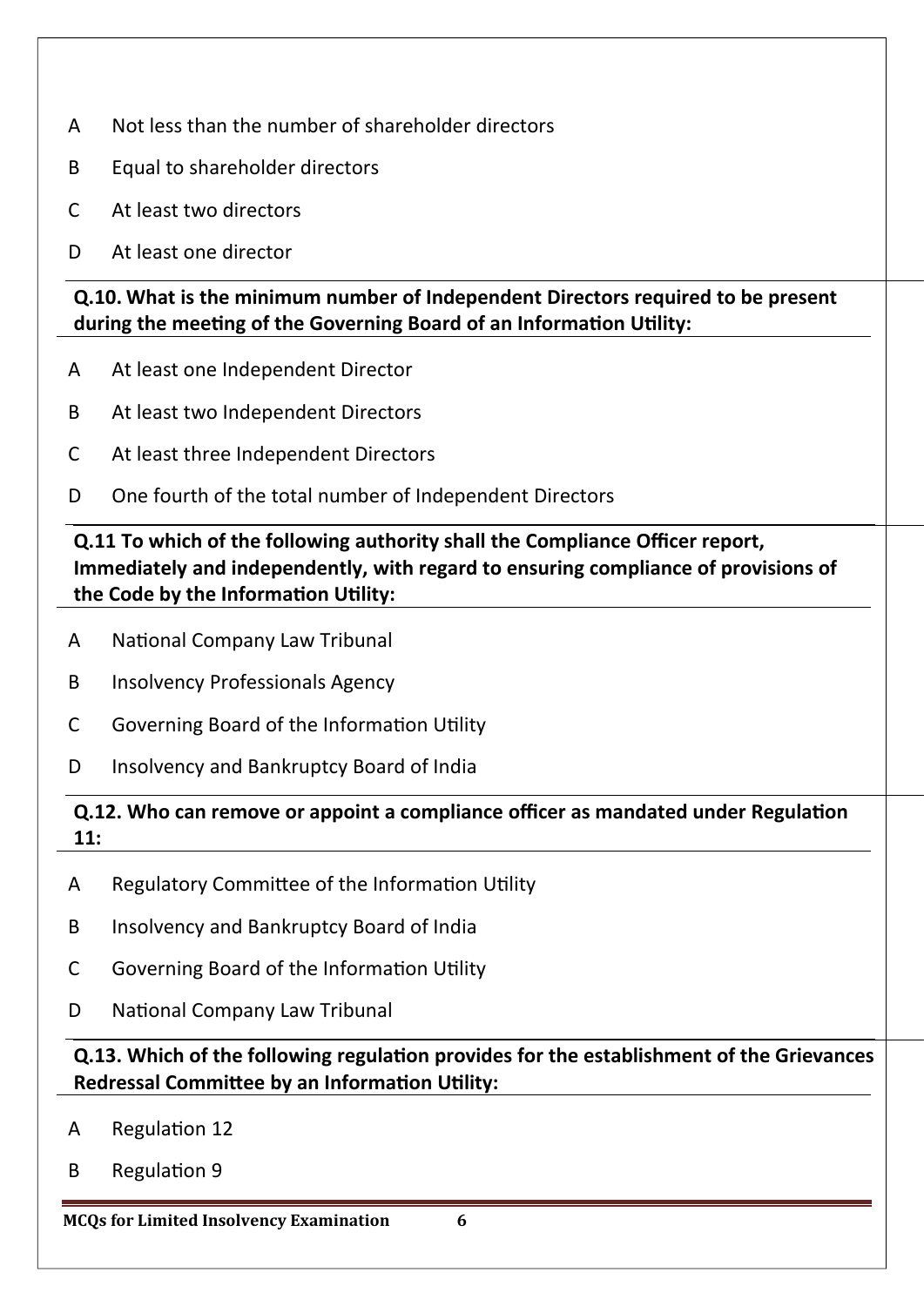A Not less than the number of shareholder directors

B Equal to shareholder directors

C At least two directors

D At least one director

**Q.10. What is the minimum number of Independent Directors required to be present during the meeting of the Governing Board of an Information Utility:**

A At least one Independent Director

B At least two Independent Directors

C At least three Independent Directors

D One fourth of the total number of Independent Directors

**Q.11 To which of the following authority shall the Compliance Officer report, Immediately and independently, with regard to ensuring compliance of provisions of the Code by the Information Utility:**

A National Company Law Tribunal

B Insolvency Professionals Agency

C Governing Board of the Information Utility

D Insolvency and Bankruptcy Board of India

**Q.12. Who can remove or appoint a compliance officer as mandated under Regulation 11:**

A Regulatory Committee of the Information Utility

B Insolvency and Bankruptcy Board of India

C Governing Board of the Information Utility

D National Company Law Tribunal

**Q.13. Which of the following regulation provides for the establishment of the Grievances Redressal Committee by an Information Utility:**

A Regulation 12

B Regulation 9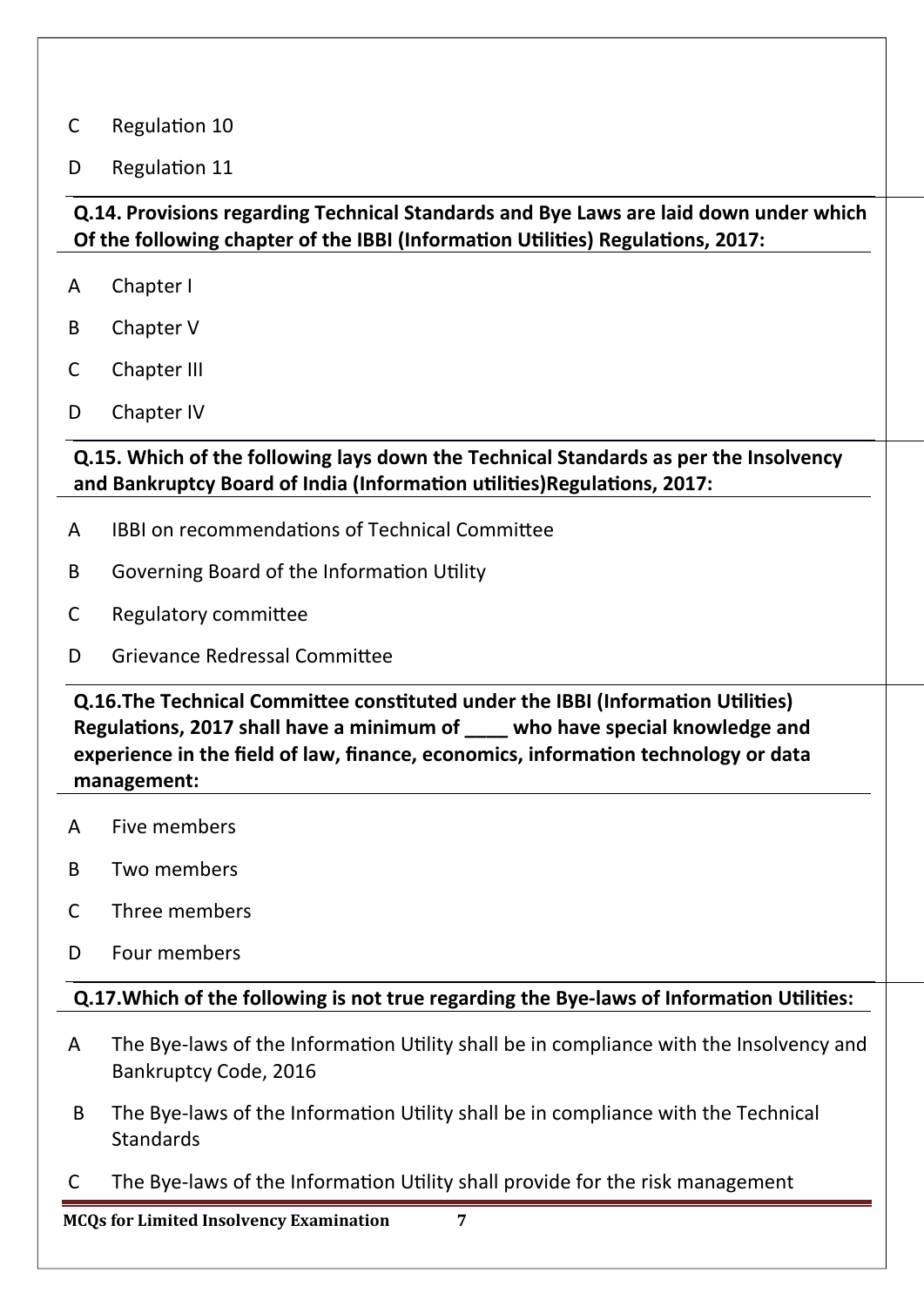C Regulation 10

D Regulation 11

**Q.14. Provisions regarding Technical Standards and Bye Laws are laid down under which Of the following chapter of the IBBI (Information Utilities) Regulations, 2017:**

A Chapter I

B Chapter V

C Chapter III

D Chapter IV

**Q.15. Which of the following lays down the Technical Standards as per the Insolvency and Bankruptcy Board of India (Information utilities)Regulations, 2017:**

A IBBI on recommendations of Technical Committee

B Governing Board of the Information Utility

C Regulatory committee

D Grievance Redressal Committee

**Q.16.The Technical Committee constituted under the IBBI (Information Utilities) Regulations, 2017 shall have a minimum of ____ who have special knowledge and experience in the field of law, finance, economics, information technology or data management:**

A Five members

B Two members

C Three members

D Four members

**Q.17.Which of the following is not true regarding the Bye-laws of Information Utilities:**

A The Bye-laws of the Information Utility shall be in compliance with the Insolvency and Bankruptcy Code, 2016

B The Bye-laws of the Information Utility shall be in compliance with the Technical Standards

C The Bye-laws of the Information Utility shall provide for the risk management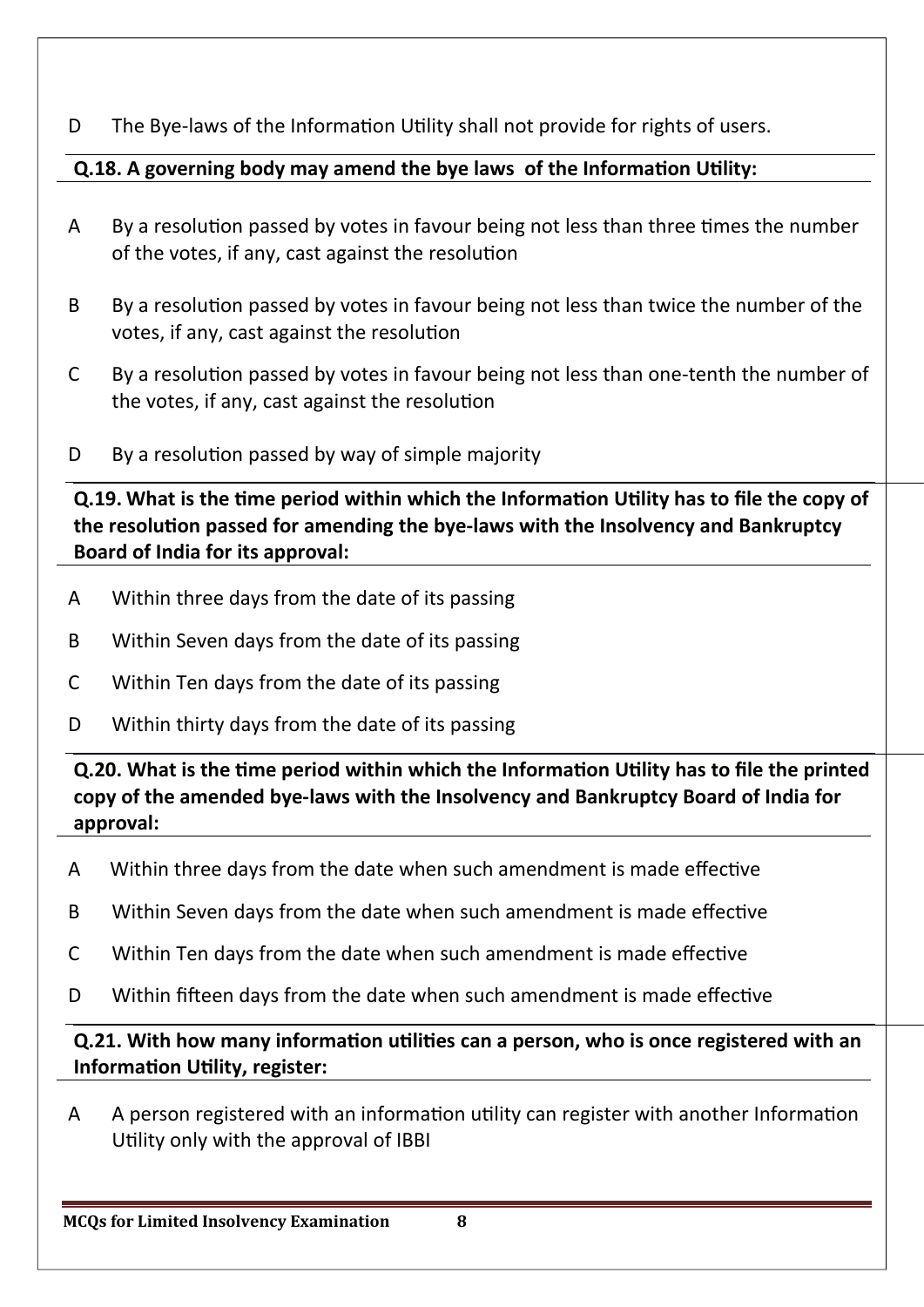D The Bye-laws of the Information Utility shall not provide for rights of users.

**Q.18. A governing body may amend the bye laws of the Information Utility:**

A By a resolution passed by votes in favour being not less than three times the number of the votes, if any, cast against the resolution

B By a resolution passed by votes in favour being not less than twice the number of the votes, if any, cast against the resolution

C By a resolution passed by votes in favour being not less than one-tenth the number of the votes, if any, cast against the resolution

D By a resolution passed by way of simple majority

**Q.19. What is the time period within which the Information Utility has to file the copy of the resolution passed for amending the bye-laws with the Insolvency and Bankruptcy Board of India for its approval:**

A Within three days from the date of its passing

B Within Seven days from the date of its passing

C Within Ten days from the date of its passing

D Within thirty days from the date of its passing

**Q.20. What is the time period within which the Information Utility has to file the printed copy of the amended bye-laws with the Insolvency and Bankruptcy Board of India for approval:**

A Within three days from the date when such amendment is made effective

B Within Seven days from the date when such amendment is made effective

C Within Ten days from the date when such amendment is made effective

D Within fifteen days from the date when such amendment is made effective

**Q.21. With how many information utilities can a person, who is once registered with an Information Utility, register:**

A A person registered with an information utility can register with another Information Utility only with the approval of IBBI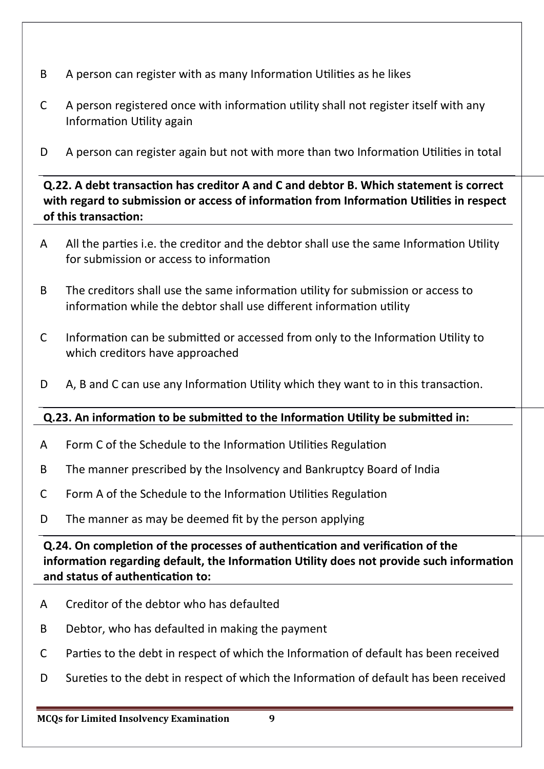B A person can register with as many Information Utilities as he likes

C A person registered once with information utility shall not register itself with any Information Utility again

D A person can register again but not with more than two Information Utilities in total

**Q.22. A debt transaction has creditor A and C and debtor B. Which statement is correct with regard to submission or access of information from Information Utilities in respect of this transaction:**

A All the parties i.e. the creditor and the debtor shall use the same Information Utility for submission or access to information

B The creditors shall use the same information utility for submission or access to information while the debtor shall use different information utility

C Information can be submitted or accessed from only to the Information Utility to which creditors have approached

D A, B and C can use any Information Utility which they want to in this transaction.

**Q.23. An information to be submitted to the Information Utility be submitted in:**

A Form C of the Schedule to the Information Utilities Regulation

B The manner prescribed by the Insolvency and Bankruptcy Board of India

C Form A of the Schedule to the Information Utilities Regulation

D The manner as may be deemed fit by the person applying

**Q.24. On completion of the processes of authentication and verification of the information regarding default, the Information Utility does not provide such information and status of authentication to:**

A Creditor of the debtor who has defaulted

B Debtor, who has defaulted in making the payment

C Parties to the debt in respect of which the Information of default has been received

D Sureties to the debt in respect of which the Information of default has been received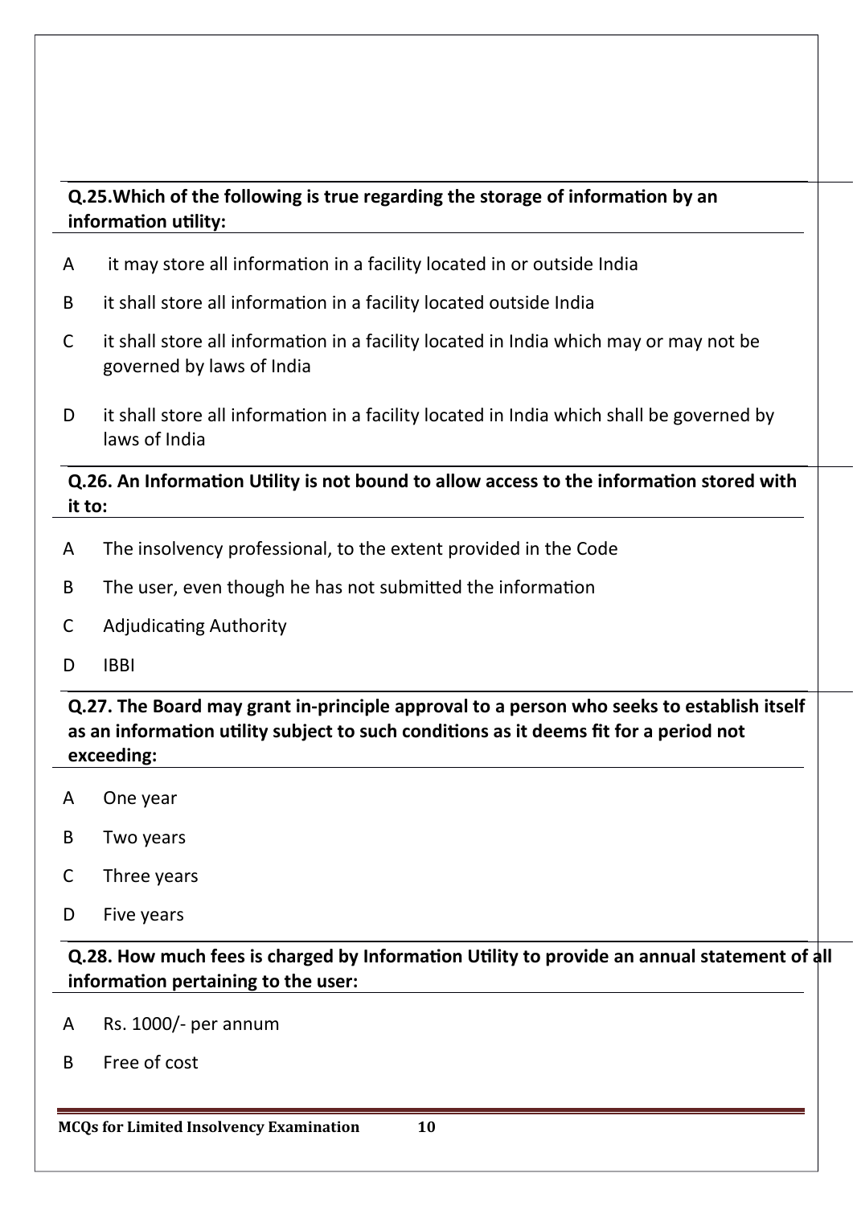**Q.25.Which of the following is true regarding the storage of information by an information utility:**

A it may store all information in a facility located in or outside India

B it shall store all information in a facility located outside India

C it shall store all information in a facility located in India which may or may not be governed by laws of India

D it shall store all information in a facility located in India which shall be governed by laws of India

**Q.26. An Information Utility is not bound to allow access to the information stored with it to:**

A The insolvency professional, to the extent provided in the Code

B The user, even though he has not submitted the information

C Adjudicating Authority

D IBBI

**Q.27. The Board may grant in-principle approval to a person who seeks to establish itself as an information utility subject to such conditions as it deems fit for a period not exceeding:**

A One year

B Two years

C Three years

D Five years

**Q.28. How much fees is charged by Information Utility to provide an annual statement of all information pertaining to the user:**

A Rs. 1000/- per annum

B Free of cost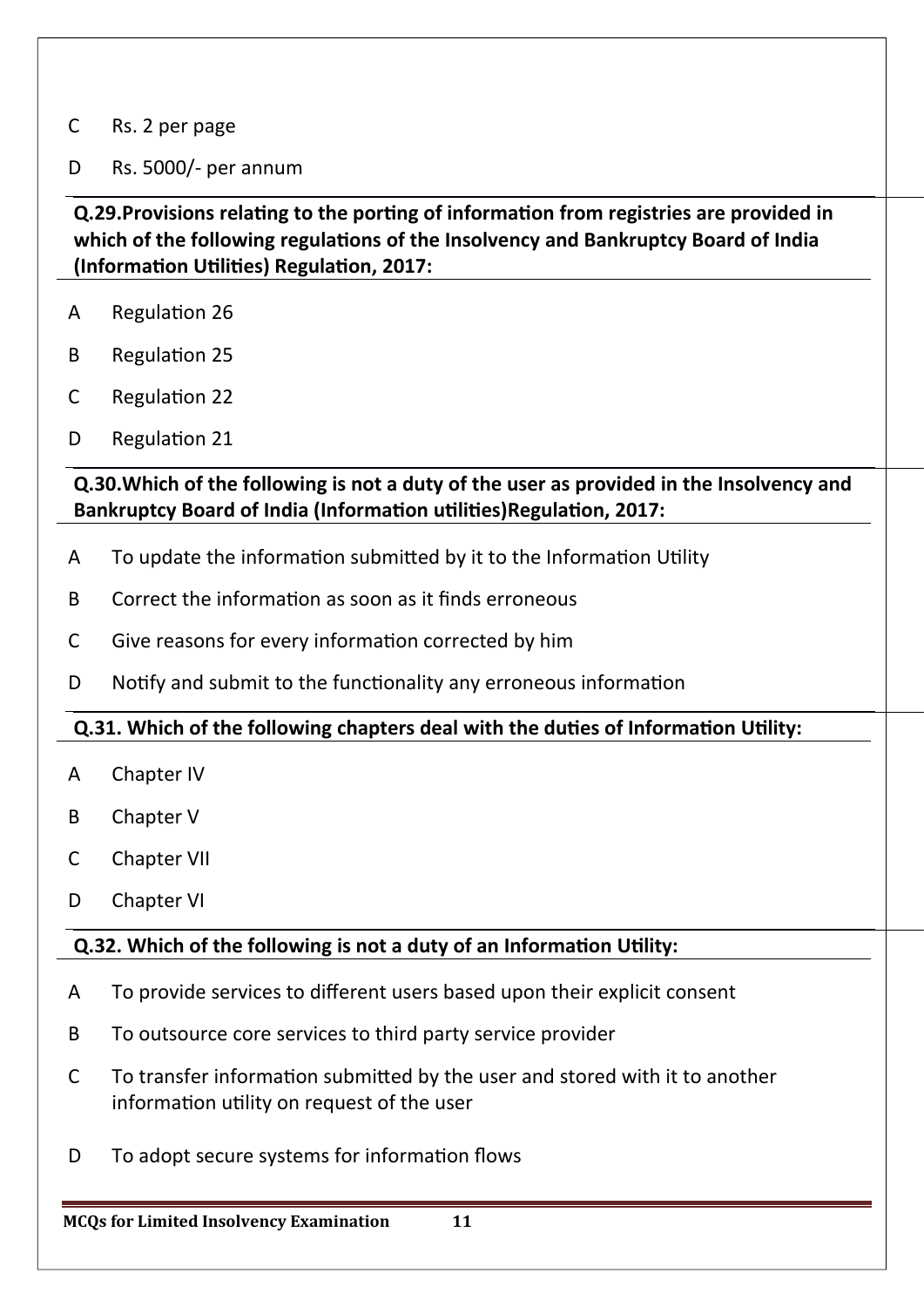C Rs. 2 per page

D Rs. 5000/- per annum

**Q.29.Provisions relating to the porting of information from registries are provided in which of the following regulations of the Insolvency and Bankruptcy Board of India (Information Utilities) Regulation, 2017:**

A Regulation 26

B Regulation 25

C Regulation 22

D Regulation 21

**Q.30.Which of the following is not a duty of the user as provided in the Insolvency and Bankruptcy Board of India (Information utilities)Regulation, 2017:**

A To update the information submitted by it to the Information Utility

B Correct the information as soon as it finds erroneous

C Give reasons for every information corrected by him

D Notify and submit to the functionality any erroneous information

**Q.31. Which of the following chapters deal with the duties of Information Utility:**

A Chapter IV

B Chapter V

C Chapter VII

D Chapter VI

**Q.32. Which of the following is not a duty of an Information Utility:**

A To provide services to different users based upon their explicit consent

B To outsource core services to third party service provider

C To transfer information submitted by the user and stored with it to another information utility on request of the user

D To adopt secure systems for information flows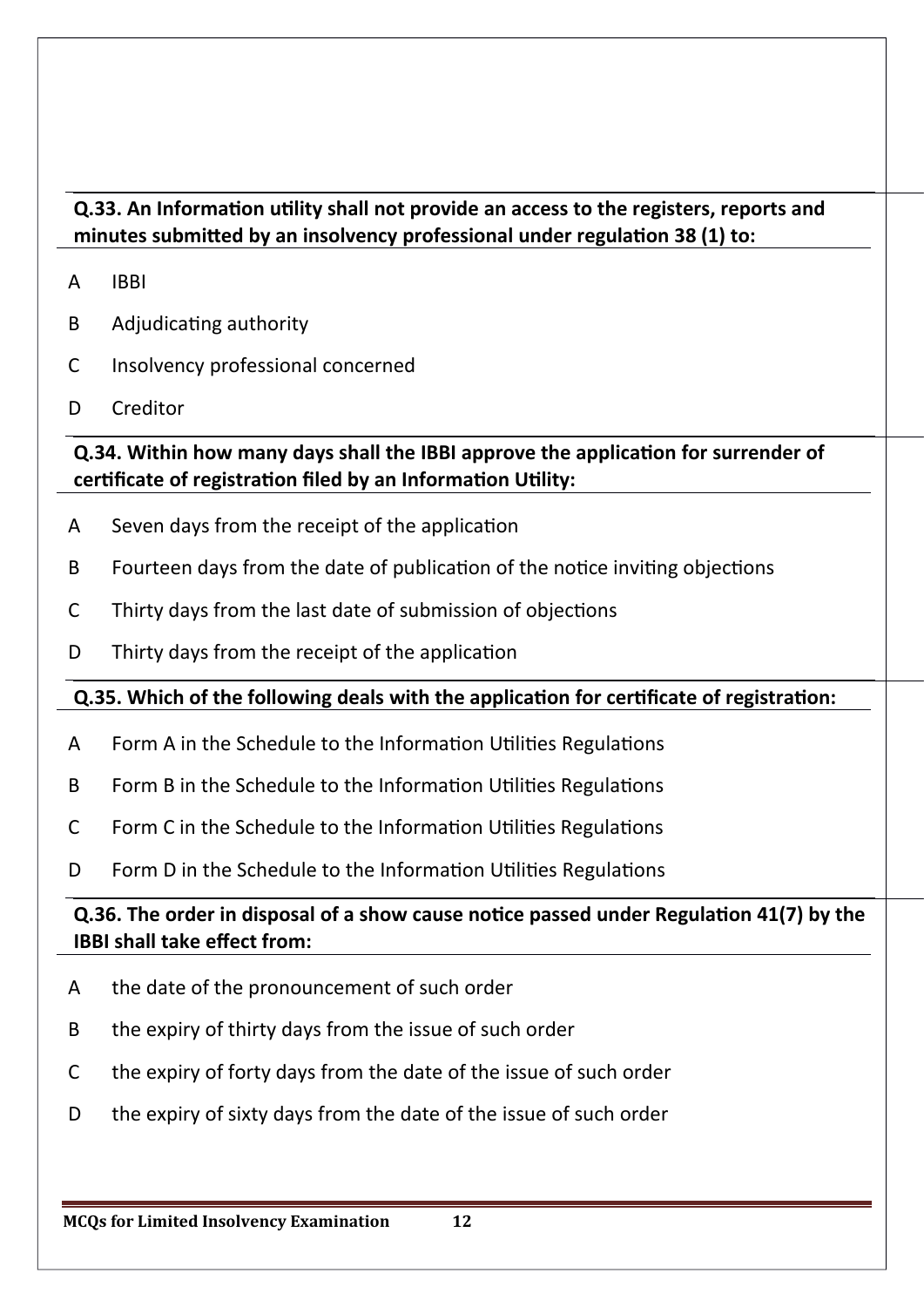**Q.33. An Information utility shall not provide an access to the registers, reports and minutes submitted by an insolvency professional under regulation 38 (1) to:**

A IBBI

B Adjudicating authority

C Insolvency professional concerned

D Creditor

**Q.34. Within how many days shall the IBBI approve the application for surrender of certificate of registration filed by an Information Utility:**

A Seven days from the receipt of the application

B Fourteen days from the date of publication of the notice inviting objections

C Thirty days from the last date of submission of objections

D Thirty days from the receipt of the application

**Q.35. Which of the following deals with the application for certificate of registration:**

A Form A in the Schedule to the Information Utilities Regulations

B Form B in the Schedule to the Information Utilities Regulations

C Form C in the Schedule to the Information Utilities Regulations

D Form D in the Schedule to the Information Utilities Regulations

**Q.36. The order in disposal of a show cause notice passed under Regulation 41(7) by the IBBI shall take effect from:**

A the date of the pronouncement of such order

B the expiry of thirty days from the issue of such order

C the expiry of forty days from the date of the issue of such order

D the expiry of sixty days from the date of the issue of such order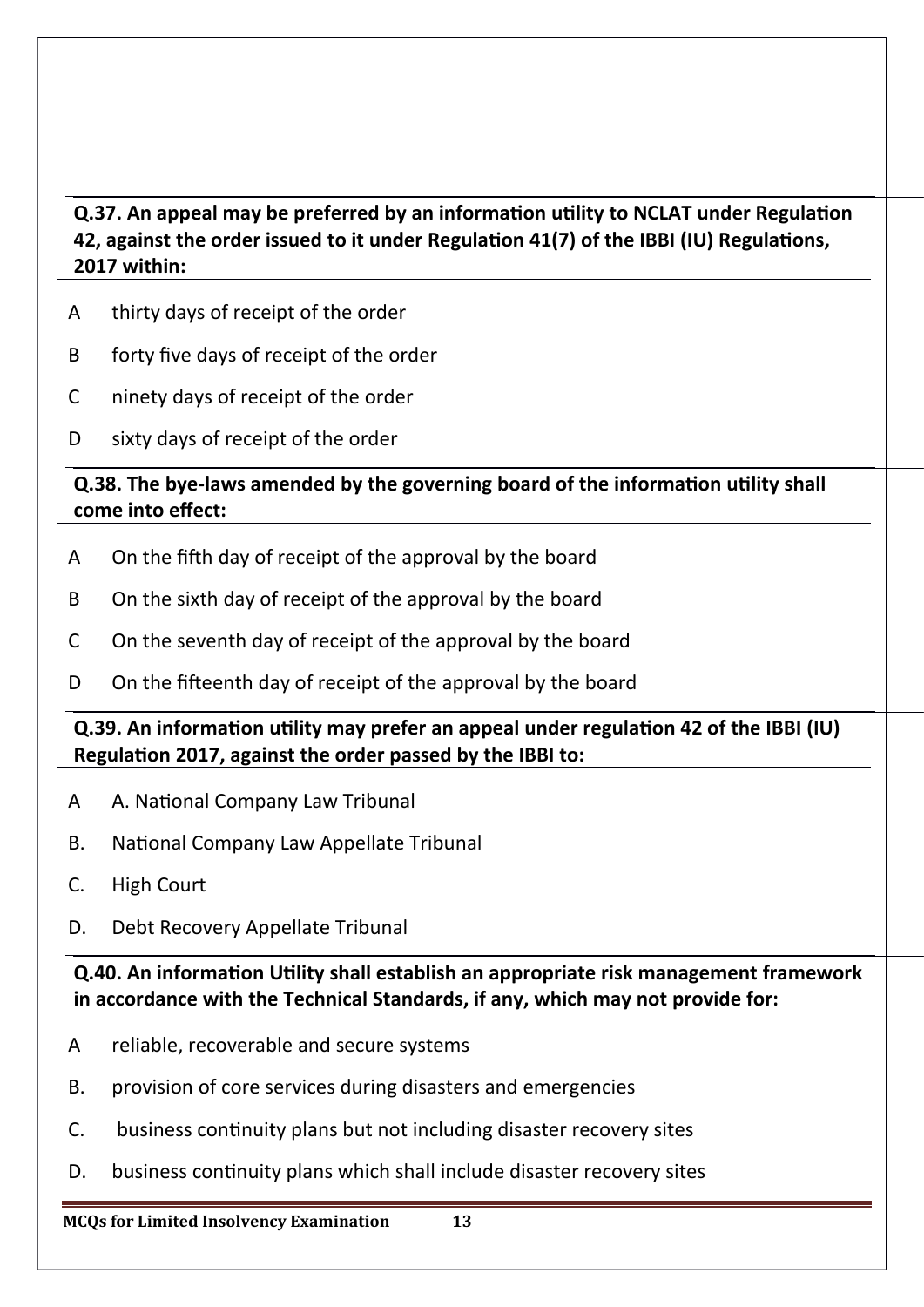**Q.37. An appeal may be preferred by an information utility to NCLAT under Regulation 42, against the order issued to it under Regulation 41(7) of the IBBI (IU) Regulations, 2017 within:**

A thirty days of receipt of the order

B forty five days of receipt of the order

C ninety days of receipt of the order

D sixty days of receipt of the order

**Q.38. The bye-laws amended by the governing board of the information utility shall come into effect:**

A On the fifth day of receipt of the approval by the board

B On the sixth day of receipt of the approval by the board

C On the seventh day of receipt of the approval by the board

D On the fifteenth day of receipt of the approval by the board

**Q.39. An information utility may prefer an appeal under regulation 42 of the IBBI (IU) Regulation 2017, against the order passed by the IBBI to:**

A A. National Company Law Tribunal

B. National Company Law Appellate Tribunal

C. High Court

D. Debt Recovery Appellate Tribunal

**Q.40. An information Utility shall establish an appropriate risk management framework in accordance with the Technical Standards, if any, which may not provide for:**

A reliable, recoverable and secure systems

B. provision of core services during disasters and emergencies

C. business continuity plans but not including disaster recovery sites

D. business continuity plans which shall include disaster recovery sites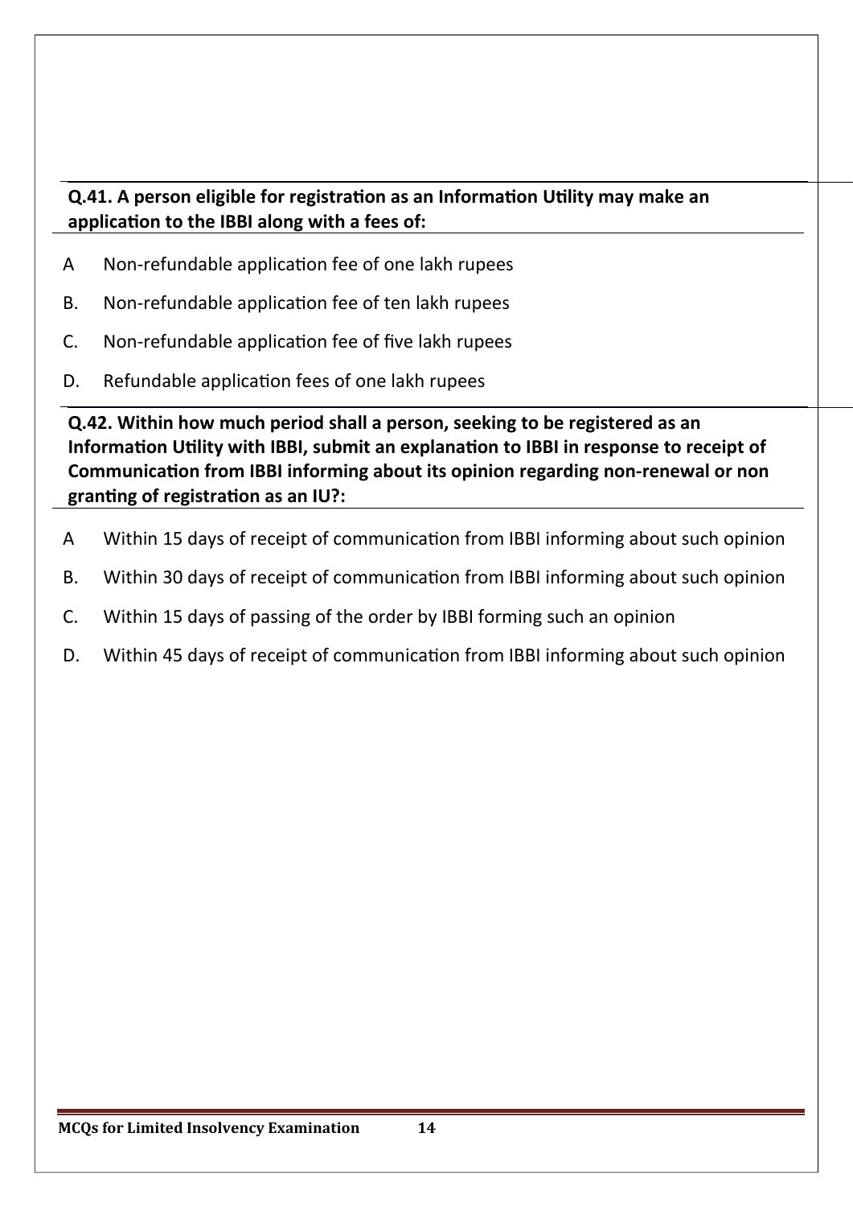**Q.41. A person eligible for registration as an Information Utility may make an application to the IBBI along with a fees of:**

A Non-refundable application fee of one lakh rupees

B. Non-refundable application fee of ten lakh rupees

C. Non-refundable application fee of five lakh rupees

D. Refundable application fees of one lakh rupees

**Q.42. Within how much period shall a person, seeking to be registered as an Information Utility with IBBI, submit an explanation to IBBI in response to receipt of Communication from IBBI informing about its opinion regarding non-renewal or non granting of registration as an IU?:**

A Within 15 days of receipt of communication from IBBI informing about such opinion

B. Within 30 days of receipt of communication from IBBI informing about such opinion

C. Within 15 days of passing of the order by IBBI forming such an opinion

D. Within 45 days of receipt of communication from IBBI informing about such opinion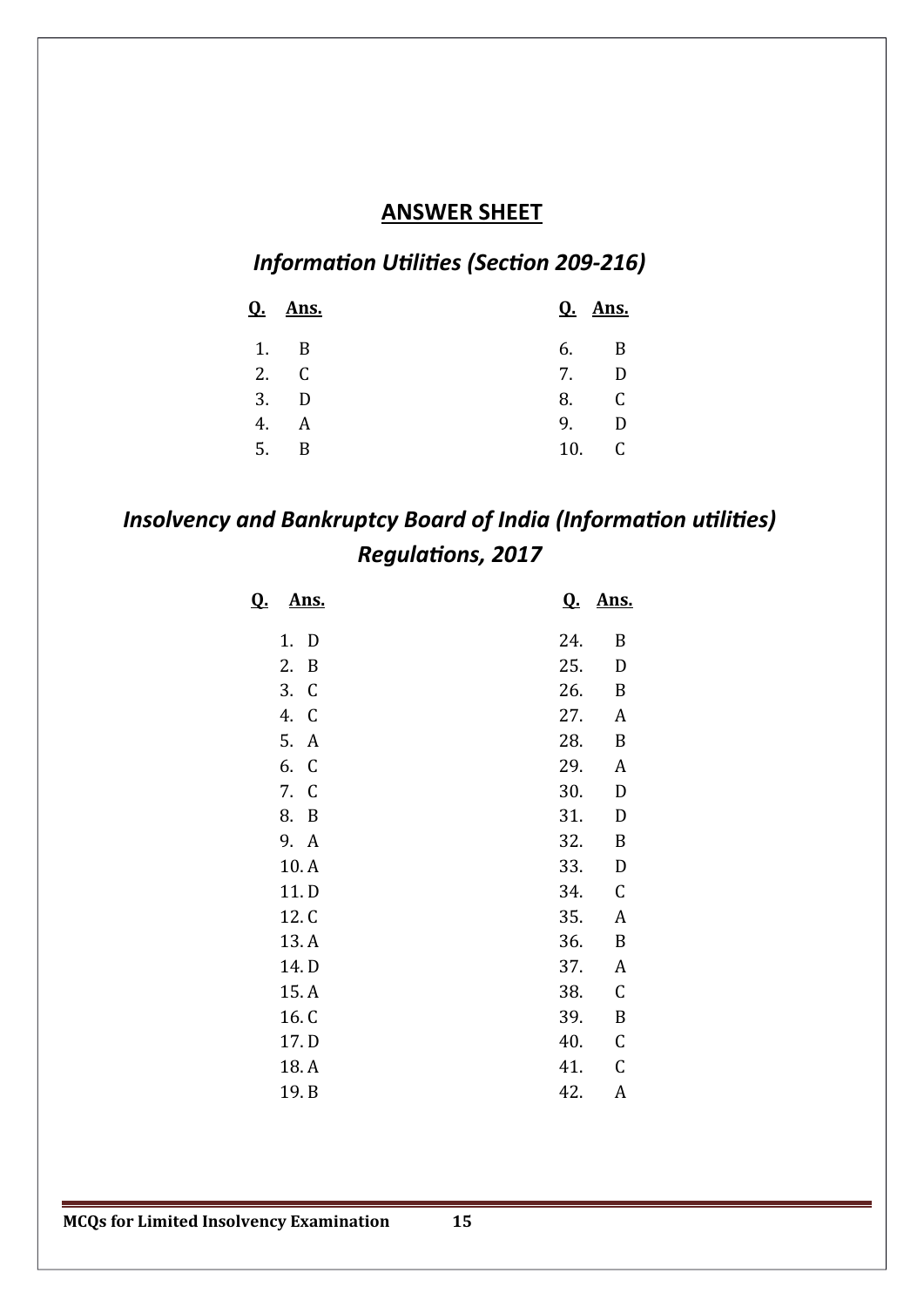## ANSWER SHEET

### *Information Utilities (Section 209-216)*

| Q. | Ans. | Q. | Ans. |
|---|---|---|---|
| 1. | B | 6. | B |
| 2. | C | 7. | D |
| 3. | D | 8. | C |
| 4. | A | 9. | D |
| 5. | B | 10. | C |

### *Insolvency and Bankruptcy Board of India (Information utilities) Regulations, 2017*

| Q. | Ans. | Q. | Ans. |
|---|---|---|---|
| 1. | D | 24. | B |
| 2. | B | 25. | D |
| 3. | C | 26. | B |
| 4. | C | 27. | A |
| 5. | A | 28. | B |
| 6. | C | 29. | A |
| 7. | C | 30. | D |
| 8. | B | 31. | D |
| 9. | A | 32. | B |
| 10. | A | 33. | D |
| 11. | D | 34. | C |
| 12. | C | 35. | A |
| 13. | A | 36. | B |
| 14. | D | 37. | A |
| 15. | A | 38. | C |
| 16. | C | 39. | B |
| 17. | D | 40. | C |
| 18. | A | 41. | C |
| 19. | B | 42. | A |